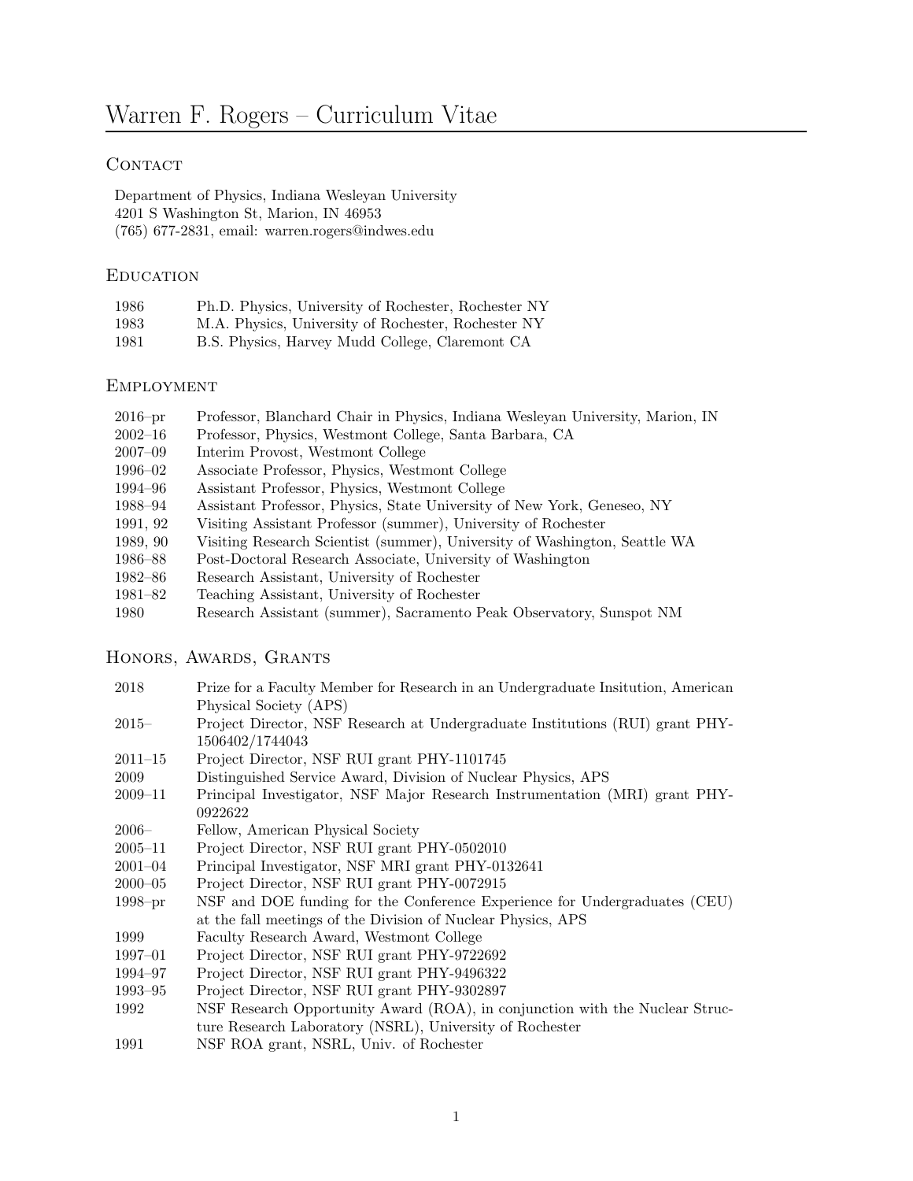# Warren F. Rogers – Curriculum Vitae

## Contact

Department of Physics, Indiana Wesleyan University
4201 S Washington St, Marion, IN 46953
(765) 677-2831, email: warren.rogers@indwes.edu

## Education

| | |
|---|---|
| 1986 | Ph.D. Physics, University of Rochester, Rochester NY |
| 1983 | M.A. Physics, University of Rochester, Rochester NY |
| 1981 | B.S. Physics, Harvey Mudd College, Claremont CA |

## Employment

| | |
|---|---|
| 2016–pr | Professor, Blanchard Chair in Physics, Indiana Wesleyan University, Marion, IN |
| 2002–16 | Professor, Physics, Westmont College, Santa Barbara, CA |
| 2007–09 | Interim Provost, Westmont College |
| 1996–02 | Associate Professor, Physics, Westmont College |
| 1994–96 | Assistant Professor, Physics, Westmont College |
| 1988–94 | Assistant Professor, Physics, State University of New York, Geneseo, NY |
| 1991, 92 | Visiting Assistant Professor (summer), University of Rochester |
| 1989, 90 | Visiting Research Scientist (summer), University of Washington, Seattle WA |
| 1986–88 | Post-Doctoral Research Associate, University of Washington |
| 1982–86 | Research Assistant, University of Rochester |
| 1981–82 | Teaching Assistant, University of Rochester |
| 1980 | Research Assistant (summer), Sacramento Peak Observatory, Sunspot NM |

## Honors, Awards, Grants

| | |
|---|---|
| 2018 | Prize for a Faculty Member for Research in an Undergraduate Insitution, American Physical Society (APS) |
| 2015– | Project Director, NSF Research at Undergraduate Institutions (RUI) grant PHY-1506402/1744043 |
| 2011–15 | Project Director, NSF RUI grant PHY-1101745 |
| 2009 | Distinguished Service Award, Division of Nuclear Physics, APS |
| 2009–11 | Principal Investigator, NSF Major Research Instrumentation (MRI) grant PHY-0922622 |
| 2006– | Fellow, American Physical Society |
| 2005–11 | Project Director, NSF RUI grant PHY-0502010 |
| 2001–04 | Principal Investigator, NSF MRI grant PHY-0132641 |
| 2000–05 | Project Director, NSF RUI grant PHY-0072915 |
| 1998–pr | NSF and DOE funding for the Conference Experience for Undergraduates (CEU) at the fall meetings of the Division of Nuclear Physics, APS |
| 1999 | Faculty Research Award, Westmont College |
| 1997–01 | Project Director, NSF RUI grant PHY-9722692 |
| 1994–97 | Project Director, NSF RUI grant PHY-9496322 |
| 1993–95 | Project Director, NSF RUI grant PHY-9302897 |
| 1992 | NSF Research Opportunity Award (ROA), in conjunction with the Nuclear Structure Research Laboratory (NSRL), University of Rochester |
| 1991 | NSF ROA grant, NSRL, Univ. of Rochester |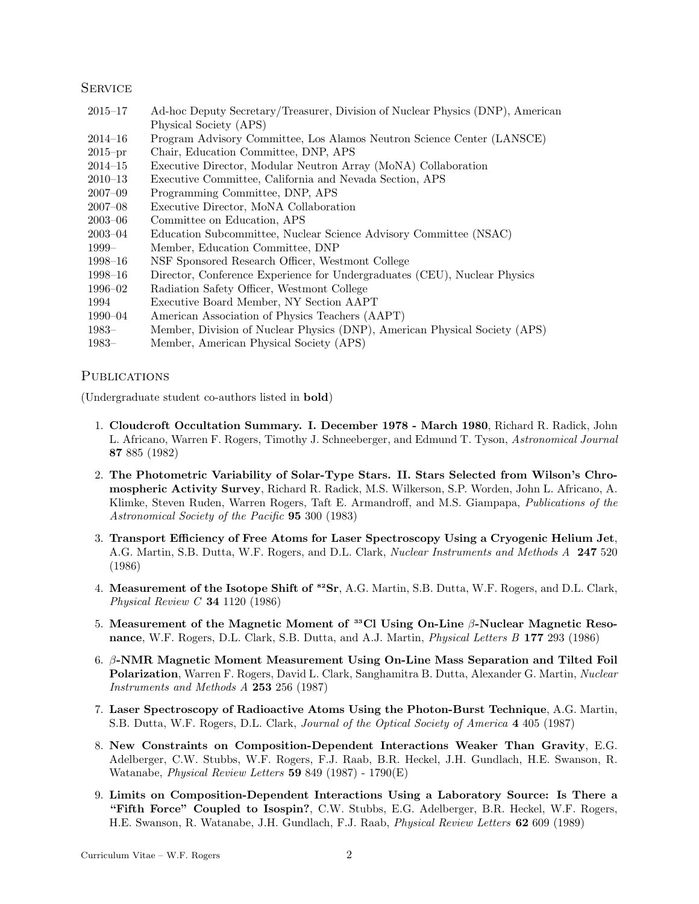## Service

| | |
|---|---|
| 2015–17 | Ad-hoc Deputy Secretary/Treasurer, Division of Nuclear Physics (DNP), American Physical Society (APS) |
| 2014–16 | Program Advisory Committee, Los Alamos Neutron Science Center (LANSCE) |
| 2015–pr | Chair, Education Committee, DNP, APS |
| 2014–15 | Executive Director, Modular Neutron Array (MoNA) Collaboration |
| 2010–13 | Executive Committee, California and Nevada Section, APS |
| 2007–09 | Programming Committee, DNP, APS |
| 2007–08 | Executive Director, MoNA Collaboration |
| 2003–06 | Committee on Education, APS |
| 2003–04 | Education Subcommittee, Nuclear Science Advisory Committee (NSAC) |
| 1999– | Member, Education Committee, DNP |
| 1998–16 | NSF Sponsored Research Officer, Westmont College |
| 1998–16 | Director, Conference Experience for Undergraduates (CEU), Nuclear Physics |
| 1996–02 | Radiation Safety Officer, Westmont College |
| 1994 | Executive Board Member, NY Section AAPT |
| 1990–04 | American Association of Physics Teachers (AAPT) |
| 1983– | Member, Division of Nuclear Physics (DNP), American Physical Society (APS) |
| 1983– | Member, American Physical Society (APS) |

## Publications

(Undergraduate student co-authors listed in **bold**)

1. **Cloudcroft Occultation Summary. I. December 1978 - March 1980**, Richard R. Radick, John L. Africano, Warren F. Rogers, Timothy J. Schneeberger, and Edmund T. Tyson, *Astronomical Journal* **87** 885 (1982)

2. **The Photometric Variability of Solar-Type Stars. II. Stars Selected from Wilson's Chromospheric Activity Survey**, Richard R. Radick, M.S. Wilkerson, S.P. Worden, John L. Africano, A. Klimke, Steven Ruden, Warren Rogers, Taft E. Armandroff, and M.S. Giampapa, *Publications of the Astronomical Society of the Pacific* **95** 300 (1983)

3. **Transport Efficiency of Free Atoms for Laser Spectroscopy Using a Cryogenic Helium Jet**, A.G. Martin, S.B. Dutta, W.F. Rogers, and D.L. Clark, *Nuclear Instruments and Methods A* **247** 520 (1986)

4. **Measurement of the Isotope Shift of $^{82}$Sr**, A.G. Martin, S.B. Dutta, W.F. Rogers, and D.L. Clark, *Physical Review C* **34** 1120 (1986)

5. **Measurement of the Magnetic Moment of $^{33}$Cl Using On-Line $\beta$-Nuclear Magnetic Resonance**, W.F. Rogers, D.L. Clark, S.B. Dutta, and A.J. Martin, *Physical Letters B* **177** 293 (1986)

6. **$\beta$-NMR Magnetic Moment Measurement Using On-Line Mass Separation and Tilted Foil Polarization**, Warren F. Rogers, David L. Clark, Sanghamitra B. Dutta, Alexander G. Martin, *Nuclear Instruments and Methods A* **253** 256 (1987)

7. **Laser Spectroscopy of Radioactive Atoms Using the Photon-Burst Technique**, A.G. Martin, S.B. Dutta, W.F. Rogers, D.L. Clark, *Journal of the Optical Society of America* **4** 405 (1987)

8. **New Constraints on Composition-Dependent Interactions Weaker Than Gravity**, E.G. Adelberger, C.W. Stubbs, W.F. Rogers, F.J. Raab, B.R. Heckel, J.H. Gundlach, H.E. Swanson, R. Watanabe, *Physical Review Letters* **59** 849 (1987) - 1790(E)

9. **Limits on Composition-Dependent Interactions Using a Laboratory Source: Is There a "Fifth Force" Coupled to Isospin?**, C.W. Stubbs, E.G. Adelberger, B.R. Heckel, W.F. Rogers, H.E. Swanson, R. Watanabe, J.H. Gundlach, F.J. Raab, *Physical Review Letters* **62** 609 (1989)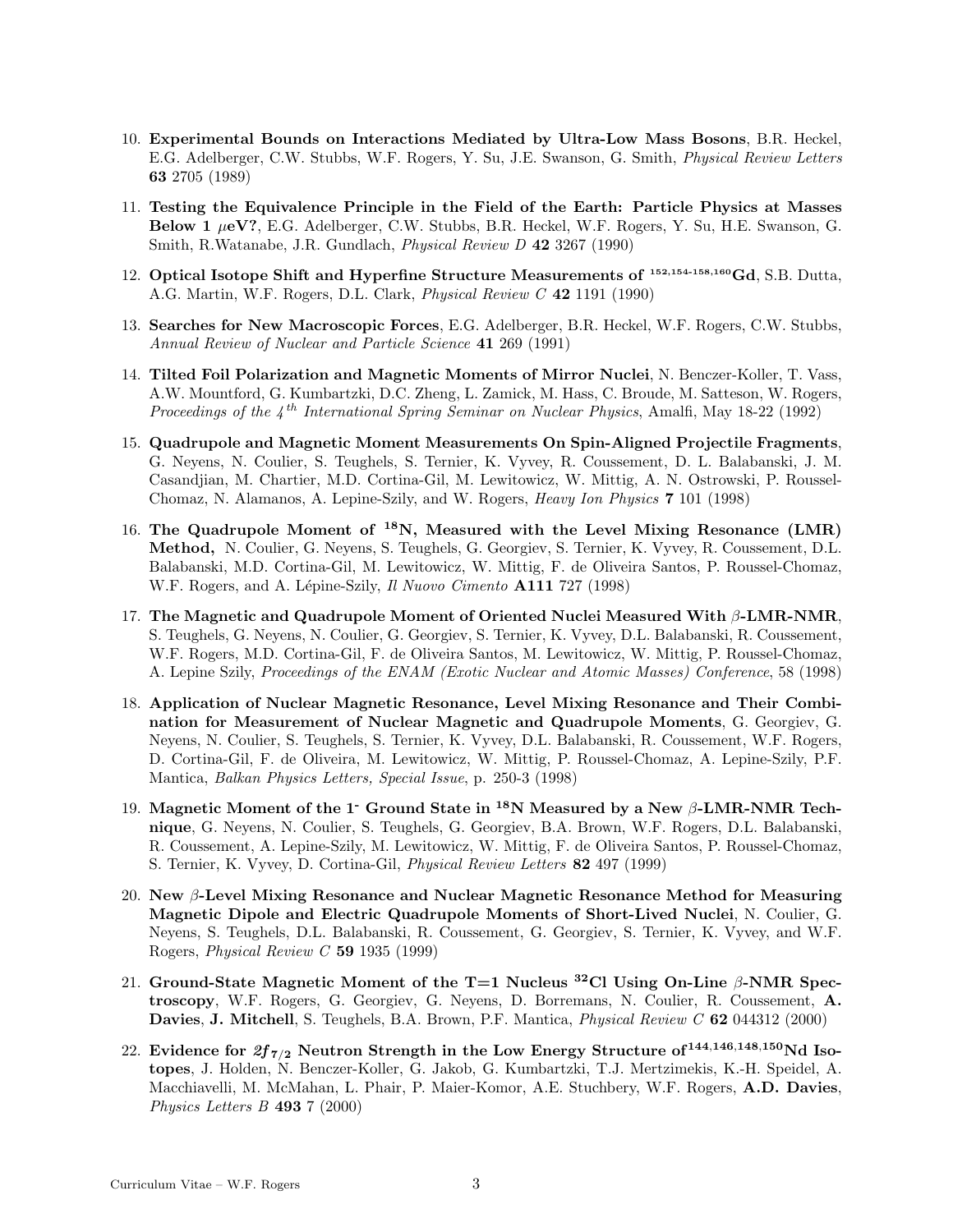10. **Experimental Bounds on Interactions Mediated by Ultra-Low Mass Bosons**, B.R. Heckel, E.G. Adelberger, C.W. Stubbs, W.F. Rogers, Y. Su, J.E. Swanson, G. Smith, *Physical Review Letters* **63** 2705 (1989)

11. **Testing the Equivalence Principle in the Field of the Earth: Particle Physics at Masses Below 1 $\mu$eV?**, E.G. Adelberger, C.W. Stubbs, B.R. Heckel, W.F. Rogers, Y. Su, H.E. Swanson, G. Smith, R.Watanabe, J.R. Gundlach, *Physical Review D* **42** 3267 (1990)

12. **Optical Isotope Shift and Hyperfine Structure Measurements of $^{152,154\text{-}158,160}$Gd**, S.B. Dutta, A.G. Martin, W.F. Rogers, D.L. Clark, *Physical Review C* **42** 1191 (1990)

13. **Searches for New Macroscopic Forces**, E.G. Adelberger, B.R. Heckel, W.F. Rogers, C.W. Stubbs, *Annual Review of Nuclear and Particle Science* **41** 269 (1991)

14. **Tilted Foil Polarization and Magnetic Moments of Mirror Nuclei**, N. Benczer-Koller, T. Vass, A.W. Mountford, G. Kumbartzki, D.C. Zheng, L. Zamick, M. Hass, C. Broude, M. Satteson, W. Rogers, *Proceedings of the 4$^{th}$ International Spring Seminar on Nuclear Physics*, Amalfi, May 18-22 (1992)

15. **Quadrupole and Magnetic Moment Measurements On Spin-Aligned Projectile Fragments**, G. Neyens, N. Coulier, S. Teughels, S. Ternier, K. Vyvey, R. Coussement, D. L. Balabanski, J. M. Casandjian, M. Chartier, M.D. Cortina-Gil, M. Lewitowicz, W. Mittig, A. N. Ostrowski, P. Roussel-Chomaz, N. Alamanos, A. Lepine-Szily, and W. Rogers, *Heavy Ion Physics* **7** 101 (1998)

16. **The Quadrupole Moment of $^{18}$N, Measured with the Level Mixing Resonance (LMR) Method,** N. Coulier, G. Neyens, S. Teughels, G. Georgiev, S. Ternier, K. Vyvey, R. Coussement, D.L. Balabanski, M.D. Cortina-Gil, M. Lewitowicz, W. Mittig, F. de Oliveira Santos, P. Roussel-Chomaz, W.F. Rogers, and A. Lépine-Szily, *Il Nuovo Cimento* **A111** 727 (1998)

17. **The Magnetic and Quadrupole Moment of Oriented Nuclei Measured With $\beta$-LMR-NMR**, S. Teughels, G. Neyens, N. Coulier, G. Georgiev, S. Ternier, K. Vyvey, D.L. Balabanski, R. Coussement, W.F. Rogers, M.D. Cortina-Gil, F. de Oliveira Santos, M. Lewitowicz, W. Mittig, P. Roussel-Chomaz, A. Lepine Szily, *Proceedings of the ENAM (Exotic Nuclear and Atomic Masses) Conference*, 58 (1998)

18. **Application of Nuclear Magnetic Resonance, Level Mixing Resonance and Their Combination for Measurement of Nuclear Magnetic and Quadrupole Moments**, G. Georgiev, G. Neyens, N. Coulier, S. Teughels, S. Ternier, K. Vyvey, D.L. Balabanski, R. Coussement, W.F. Rogers, D. Cortina-Gil, F. de Oliveira, M. Lewitowicz, W. Mittig, P. Roussel-Chomaz, A. Lepine-Szily, P.F. Mantica, *Balkan Physics Letters, Special Issue*, p. 250-3 (1998)

19. **Magnetic Moment of the 1$^-$ Ground State in $^{18}$N Measured by a New $\beta$-LMR-NMR Technique**, G. Neyens, N. Coulier, S. Teughels, G. Georgiev, B.A. Brown, W.F. Rogers, D.L. Balabanski, R. Coussement, A. Lepine-Szily, M. Lewitowicz, W. Mittig, F. de Oliveira Santos, P. Roussel-Chomaz, S. Ternier, K. Vyvey, D. Cortina-Gil, *Physical Review Letters* **82** 497 (1999)

20. **New $\beta$-Level Mixing Resonance and Nuclear Magnetic Resonance Method for Measuring Magnetic Dipole and Electric Quadrupole Moments of Short-Lived Nuclei**, N. Coulier, G. Neyens, S. Teughels, D.L. Balabanski, R. Coussement, G. Georgiev, S. Ternier, K. Vyvey, and W.F. Rogers, *Physical Review C* **59** 1935 (1999)

21. **Ground-State Magnetic Moment of the T=1 Nucleus $^{32}$Cl Using On-Line $\beta$-NMR Spectroscopy**, W.F. Rogers, G. Georgiev, G. Neyens, D. Borremans, N. Coulier, R. Coussement, **A. Davies**, **J. Mitchell**, S. Teughels, B.A. Brown, P.F. Mantica, *Physical Review C* **62** 044312 (2000)

22. **Evidence for $2f_{7/2}$ Neutron Strength in the Low Energy Structure of $^{144,146,148,150}$Nd Isotopes**, J. Holden, N. Benczer-Koller, G. Jakob, G. Kumbartzki, T.J. Mertzimekis, K.-H. Speidel, A. Macchiavelli, M. McMahan, L. Phair, P. Maier-Komor, A.E. Stuchbery, W.F. Rogers, **A.D. Davies**, *Physics Letters B* **493** 7 (2000)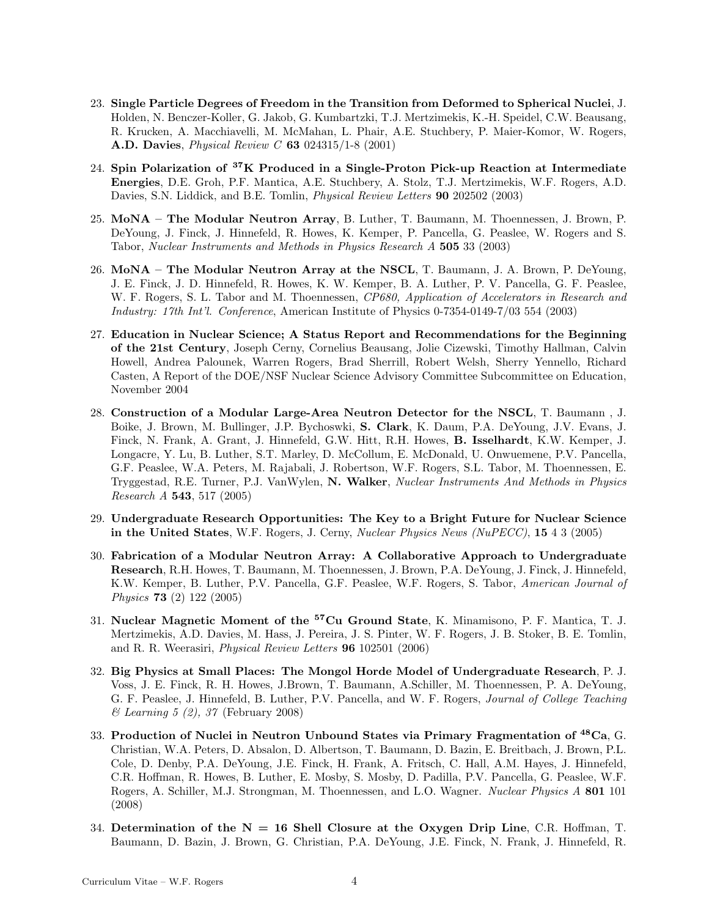23. **Single Particle Degrees of Freedom in the Transition from Deformed to Spherical Nuclei**, J. Holden, N. Benczer-Koller, G. Jakob, G. Kumbartzki, T.J. Mertzimekis, K.-H. Speidel, C.W. Beausang, R. Krucken, A. Macchiavelli, M. McMahan, L. Phair, A.E. Stuchbery, P. Maier-Komor, W. Rogers, **A.D. Davies**, *Physical Review C* **63** 024315/1-8 (2001)

24. **Spin Polarization of $^{37}$K Produced in a Single-Proton Pick-up Reaction at Intermediate Energies**, D.E. Groh, P.F. Mantica, A.E. Stuchbery, A. Stolz, T.J. Mertzimekis, W.F. Rogers, A.D. Davies, S.N. Liddick, and B.E. Tomlin, *Physical Review Letters* **90** 202502 (2003)

25. **MoNA – The Modular Neutron Array**, B. Luther, T. Baumann, M. Thoennessen, J. Brown, P. DeYoung, J. Finck, J. Hinnefeld, R. Howes, K. Kemper, P. Pancella, G. Peaslee, W. Rogers and S. Tabor, *Nuclear Instruments and Methods in Physics Research A* **505** 33 (2003)

26. **MoNA – The Modular Neutron Array at the NSCL**, T. Baumann, J. A. Brown, P. DeYoung, J. E. Finck, J. D. Hinnefeld, R. Howes, K. W. Kemper, B. A. Luther, P. V. Pancella, G. F. Peaslee, W. F. Rogers, S. L. Tabor and M. Thoennessen, *CP680, Application of Accelerators in Research and Industry: 17th Int'l. Conference*, American Institute of Physics 0-7354-0149-7/03 554 (2003)

27. **Education in Nuclear Science; A Status Report and Recommendations for the Beginning of the 21st Century**, Joseph Cerny, Cornelius Beausang, Jolie Cizewski, Timothy Hallman, Calvin Howell, Andrea Palounek, Warren Rogers, Brad Sherrill, Robert Welsh, Sherry Yennello, Richard Casten, A Report of the DOE/NSF Nuclear Science Advisory Committee Subcommittee on Education, November 2004

28. **Construction of a Modular Large-Area Neutron Detector for the NSCL**, T. Baumann , J. Boike, J. Brown, M. Bullinger, J.P. Bychoswki, **S. Clark**, K. Daum, P.A. DeYoung, J.V. Evans, J. Finck, N. Frank, A. Grant, J. Hinnefeld, G.W. Hitt, R.H. Howes, **B. Isselhardt**, K.W. Kemper, J. Longacre, Y. Lu, B. Luther, S.T. Marley, D. McCollum, E. McDonald, U. Onwuemene, P.V. Pancella, G.F. Peaslee, W.A. Peters, M. Rajabali, J. Robertson, W.F. Rogers, S.L. Tabor, M. Thoennessen, E. Tryggestad, R.E. Turner, P.J. VanWylen, **N. Walker**, *Nuclear Instruments And Methods in Physics Research A* **543**, 517 (2005)

29. **Undergraduate Research Opportunities: The Key to a Bright Future for Nuclear Science in the United States**, W.F. Rogers, J. Cerny, *Nuclear Physics News (NuPECC)*, **15** 4 3 (2005)

30. **Fabrication of a Modular Neutron Array: A Collaborative Approach to Undergraduate Research**, R.H. Howes, T. Baumann, M. Thoennessen, J. Brown, P.A. DeYoung, J. Finck, J. Hinnefeld, K.W. Kemper, B. Luther, P.V. Pancella, G.F. Peaslee, W.F. Rogers, S. Tabor, *American Journal of Physics* **73** (2) 122 (2005)

31. **Nuclear Magnetic Moment of the $^{57}$Cu Ground State**, K. Minamisono, P. F. Mantica, T. J. Mertzimekis, A.D. Davies, M. Hass, J. Pereira, J. S. Pinter, W. F. Rogers, J. B. Stoker, B. E. Tomlin, and R. R. Weerasiri, *Physical Review Letters* **96** 102501 (2006)

32. **Big Physics at Small Places: The Mongol Horde Model of Undergraduate Research**, P. J. Voss, J. E. Finck, R. H. Howes, J.Brown, T. Baumann, A.Schiller, M. Thoennessen, P. A. DeYoung, G. F. Peaslee, J. Hinnefeld, B. Luther, P.V. Pancella, and W. F. Rogers, *Journal of College Teaching & Learning 5 (2), 37* (February 2008)

33. **Production of Nuclei in Neutron Unbound States via Primary Fragmentation of $^{48}$Ca**, G. Christian, W.A. Peters, D. Absalon, D. Albertson, T. Baumann, D. Bazin, E. Breitbach, J. Brown, P.L. Cole, D. Denby, P.A. DeYoung, J.E. Finck, H. Frank, A. Fritsch, C. Hall, A.M. Hayes, J. Hinnefeld, C.R. Hoffman, R. Howes, B. Luther, E. Mosby, S. Mosby, D. Padilla, P.V. Pancella, G. Peaslee, W.F. Rogers, A. Schiller, M.J. Strongman, M. Thoennessen, and L.O. Wagner. *Nuclear Physics A* **801** 101 (2008)

34. **Determination of the N = 16 Shell Closure at the Oxygen Drip Line**, C.R. Hoffman, T. Baumann, D. Bazin, J. Brown, G. Christian, P.A. DeYoung, J.E. Finck, N. Frank, J. Hinnefeld, R.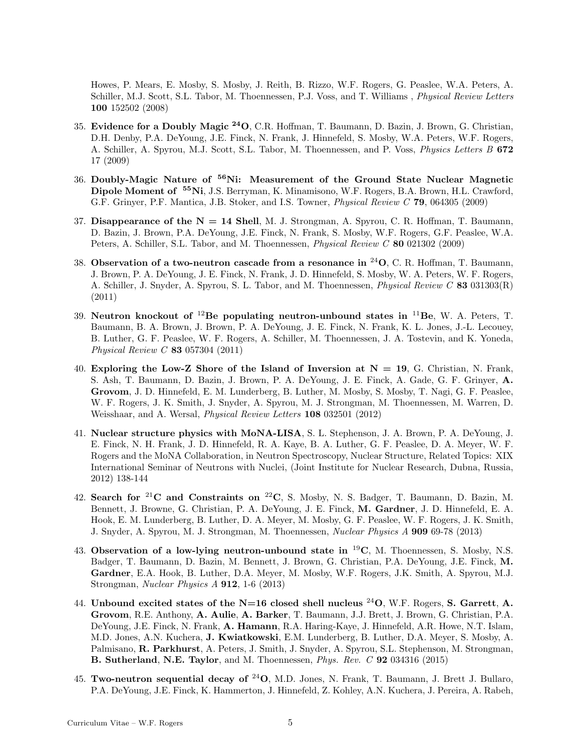Howes, P. Mears, E. Mosby, S. Mosby, J. Reith, B. Rizzo, W.F. Rogers, G. Peaslee, W.A. Peters, A. Schiller, M.J. Scott, S.L. Tabor, M. Thoennessen, P.J. Voss, and T. Williams , *Physical Review Letters* **100** 152502 (2008)

35. **Evidence for a Doubly Magic $^{24}$O**, C.R. Hoffman, T. Baumann, D. Bazin, J. Brown, G. Christian, D.H. Denby, P.A. DeYoung, J.E. Finck, N. Frank, J. Hinnefeld, S. Mosby, W.A. Peters, W.F. Rogers, A. Schiller, A. Spyrou, M.J. Scott, S.L. Tabor, M. Thoennessen, and P. Voss, *Physics Letters B* **672** 17 (2009)

36. **Doubly-Magic Nature of $^{56}$Ni: Measurement of the Ground State Nuclear Magnetic Dipole Moment of $^{55}$Ni**, J.S. Berryman, K. Minamisono, W.F. Rogers, B.A. Brown, H.L. Crawford, G.F. Grinyer, P.F. Mantica, J.B. Stoker, and I.S. Towner, *Physical Review C* **79**, 064305 (2009)

37. **Disappearance of the N = 14 Shell**, M. J. Strongman, A. Spyrou, C. R. Hoffman, T. Baumann, D. Bazin, J. Brown, P.A. DeYoung, J.E. Finck, N. Frank, S. Mosby, W.F. Rogers, G.F. Peaslee, W.A. Peters, A. Schiller, S.L. Tabor, and M. Thoennessen, *Physical Review C* **80** 021302 (2009)

38. **Observation of a two-neutron cascade from a resonance in $^{24}$O**, C. R. Hoffman, T. Baumann, J. Brown, P. A. DeYoung, J. E. Finck, N. Frank, J. D. Hinnefeld, S. Mosby, W. A. Peters, W. F. Rogers, A. Schiller, J. Snyder, A. Spyrou, S. L. Tabor, and M. Thoennessen, *Physical Review C* **83** 031303(R) (2011)

39. **Neutron knockout of $^{12}$Be populating neutron-unbound states in $^{11}$Be**, W. A. Peters, T. Baumann, B. A. Brown, J. Brown, P. A. DeYoung, J. E. Finck, N. Frank, K. L. Jones, J.-L. Lecouey, B. Luther, G. F. Peaslee, W. F. Rogers, A. Schiller, M. Thoennessen, J. A. Tostevin, and K. Yoneda, *Physical Review C* **83** 057304 (2011)

40. **Exploring the Low-Z Shore of the Island of Inversion at N = 19**, G. Christian, N. Frank, S. Ash, T. Baumann, D. Bazin, J. Brown, P. A. DeYoung, J. E. Finck, A. Gade, G. F. Grinyer, **A. Grovom**, J. D. Hinnefeld, E. M. Lunderberg, B. Luther, M. Mosby, S. Mosby, T. Nagi, G. F. Peaslee, W. F. Rogers, J. K. Smith, J. Snyder, A. Spyrou, M. J. Strongman, M. Thoennessen, M. Warren, D. Weisshaar, and A. Wersal, *Physical Review Letters* **108** 032501 (2012)

41. **Nuclear structure physics with MoNA-LISA**, S. L. Stephenson, J. A. Brown, P. A. DeYoung, J. E. Finck, N. H. Frank, J. D. Hinnefeld, R. A. Kaye, B. A. Luther, G. F. Peaslee, D. A. Meyer, W. F. Rogers and the MoNA Collaboration, in Neutron Spectroscopy, Nuclear Structure, Related Topics: XIX International Seminar of Neutrons with Nuclei, (Joint Institute for Nuclear Research, Dubna, Russia, 2012) 138-144

42. **Search for $^{21}$C and Constraints on $^{22}$C**, S. Mosby, N. S. Badger, T. Baumann, D. Bazin, M. Bennett, J. Browne, G. Christian, P. A. DeYoung, J. E. Finck, **M. Gardner**, J. D. Hinnefeld, E. A. Hook, E. M. Lunderberg, B. Luther, D. A. Meyer, M. Mosby, G. F. Peaslee, W. F. Rogers, J. K. Smith, J. Snyder, A. Spyrou, M. J. Strongman, M. Thoennessen, *Nuclear Physics A* **909** 69-78 (2013)

43. **Observation of a low-lying neutron-unbound state in $^{19}$C**, M. Thoennessen, S. Mosby, N.S. Badger, T. Baumann, D. Bazin, M. Bennett, J. Brown, G. Christian, P.A. DeYoung, J.E. Finck, **M. Gardner**, E.A. Hook, B. Luther, D.A. Meyer, M. Mosby, W.F. Rogers, J.K. Smith, A. Spyrou, M.J. Strongman, *Nuclear Physics A* **912**, 1-6 (2013)

44. **Unbound excited states of the N=16 closed shell nucleus $^{24}$O**, W.F. Rogers, **S. Garrett**, **A. Grovom**, R.E. Anthony, **A. Aulie**, **A. Barker**, T. Baumann, J.J. Brett, J. Brown, G. Christian, P.A. DeYoung, J.E. Finck, N. Frank, **A. Hamann**, R.A. Haring-Kaye, J. Hinnefeld, A.R. Howe, N.T. Islam, M.D. Jones, A.N. Kuchera, **J. Kwiatkowski**, E.M. Lunderberg, B. Luther, D.A. Meyer, S. Mosby, A. Palmisano, **R. Parkhurst**, A. Peters, J. Smith, J. Snyder, A. Spyrou, S.L. Stephenson, M. Strongman, **B. Sutherland**, **N.E. Taylor**, and M. Thoennessen, *Phys. Rev. C* **92** 034316 (2015)

45. **Two-neutron sequential decay of $^{24}$O**, M.D. Jones, N. Frank, T. Baumann, J. Brett J. Bullaro, P.A. DeYoung, J.E. Finck, K. Hammerton, J. Hinnefeld, Z. Kohley, A.N. Kuchera, J. Pereira, A. Rabeh,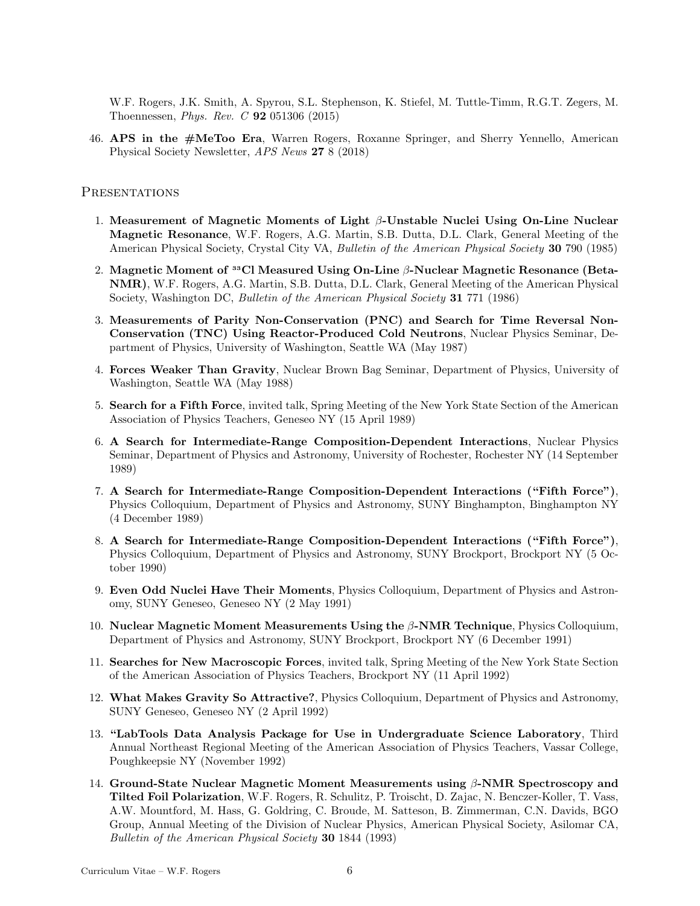W.F. Rogers, J.K. Smith, A. Spyrou, S.L. Stephenson, K. Stiefel, M. Tuttle-Timm, R.G.T. Zegers, M. Thoennessen, *Phys. Rev. C* **92** 051306 (2015)

46. **APS in the #MeToo Era**, Warren Rogers, Roxanne Springer, and Sherry Yennello, American Physical Society Newsletter, *APS News* **27** 8 (2018)

## Presentations

1. **Measurement of Magnetic Moments of Light $\beta$-Unstable Nuclei Using On-Line Nuclear Magnetic Resonance**, W.F. Rogers, A.G. Martin, S.B. Dutta, D.L. Clark, General Meeting of the American Physical Society, Crystal City VA, *Bulletin of the American Physical Society* **30** 790 (1985)

2. **Magnetic Moment of $^{33}$Cl Measured Using On-Line $\beta$-Nuclear Magnetic Resonance (Beta-NMR)**, W.F. Rogers, A.G. Martin, S.B. Dutta, D.L. Clark, General Meeting of the American Physical Society, Washington DC, *Bulletin of the American Physical Society* **31** 771 (1986)

3. **Measurements of Parity Non-Conservation (PNC) and Search for Time Reversal Non-Conservation (TNC) Using Reactor-Produced Cold Neutrons**, Nuclear Physics Seminar, Department of Physics, University of Washington, Seattle WA (May 1987)

4. **Forces Weaker Than Gravity**, Nuclear Brown Bag Seminar, Department of Physics, University of Washington, Seattle WA (May 1988)

5. **Search for a Fifth Force**, invited talk, Spring Meeting of the New York State Section of the American Association of Physics Teachers, Geneseo NY (15 April 1989)

6. **A Search for Intermediate-Range Composition-Dependent Interactions**, Nuclear Physics Seminar, Department of Physics and Astronomy, University of Rochester, Rochester NY (14 September 1989)

7. **A Search for Intermediate-Range Composition-Dependent Interactions ("Fifth Force")**, Physics Colloquium, Department of Physics and Astronomy, SUNY Binghampton, Binghampton NY (4 December 1989)

8. **A Search for Intermediate-Range Composition-Dependent Interactions ("Fifth Force")**, Physics Colloquium, Department of Physics and Astronomy, SUNY Brockport, Brockport NY (5 October 1990)

9. **Even Odd Nuclei Have Their Moments**, Physics Colloquium, Department of Physics and Astronomy, SUNY Geneseo, Geneseo NY (2 May 1991)

10. **Nuclear Magnetic Moment Measurements Using the $\beta$-NMR Technique**, Physics Colloquium, Department of Physics and Astronomy, SUNY Brockport, Brockport NY (6 December 1991)

11. **Searches for New Macroscopic Forces**, invited talk, Spring Meeting of the New York State Section of the American Association of Physics Teachers, Brockport NY (11 April 1992)

12. **What Makes Gravity So Attractive?**, Physics Colloquium, Department of Physics and Astronomy, SUNY Geneseo, Geneseo NY (2 April 1992)

13. **"LabTools Data Analysis Package for Use in Undergraduate Science Laboratory**, Third Annual Northeast Regional Meeting of the American Association of Physics Teachers, Vassar College, Poughkeepsie NY (November 1992)

14. **Ground-State Nuclear Magnetic Moment Measurements using $\beta$-NMR Spectroscopy and Tilted Foil Polarization**, W.F. Rogers, R. Schulitz, P. Troischt, D. Zajac, N. Benczer-Koller, T. Vass, A.W. Mountford, M. Hass, G. Goldring, C. Broude, M. Satteson, B. Zimmerman, C.N. Davids, BGO Group, Annual Meeting of the Division of Nuclear Physics, American Physical Society, Asilomar CA, *Bulletin of the American Physical Society* **30** 1844 (1993)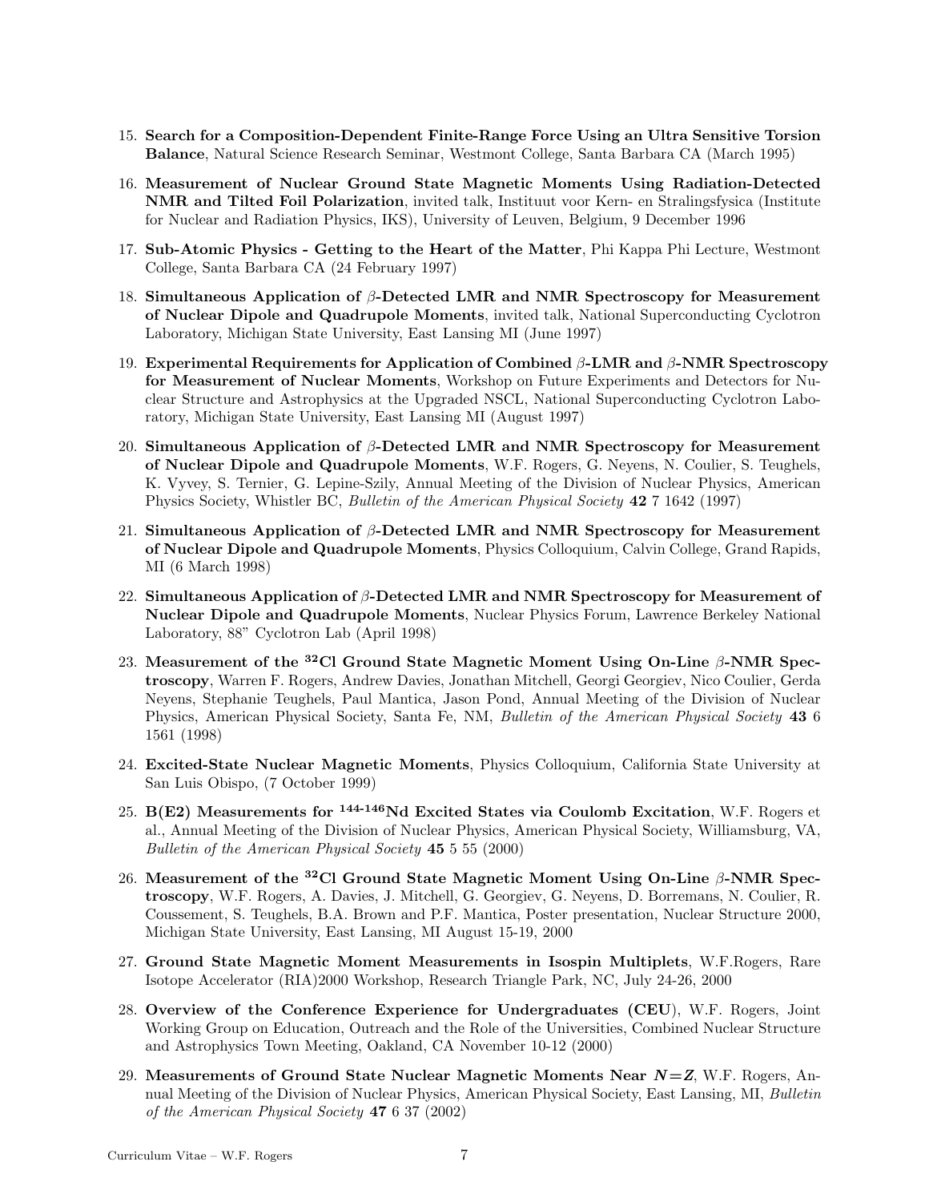15. **Search for a Composition-Dependent Finite-Range Force Using an Ultra Sensitive Torsion Balance**, Natural Science Research Seminar, Westmont College, Santa Barbara CA (March 1995)

16. **Measurement of Nuclear Ground State Magnetic Moments Using Radiation-Detected NMR and Tilted Foil Polarization**, invited talk, Instituut voor Kern- en Stralingsfysica (Institute for Nuclear and Radiation Physics, IKS), University of Leuven, Belgium, 9 December 1996

17. **Sub-Atomic Physics - Getting to the Heart of the Matter**, Phi Kappa Phi Lecture, Westmont College, Santa Barbara CA (24 February 1997)

18. **Simultaneous Application of $\beta$-Detected LMR and NMR Spectroscopy for Measurement of Nuclear Dipole and Quadrupole Moments**, invited talk, National Superconducting Cyclotron Laboratory, Michigan State University, East Lansing MI (June 1997)

19. **Experimental Requirements for Application of Combined $\beta$-LMR and $\beta$-NMR Spectroscopy for Measurement of Nuclear Moments**, Workshop on Future Experiments and Detectors for Nuclear Structure and Astrophysics at the Upgraded NSCL, National Superconducting Cyclotron Laboratory, Michigan State University, East Lansing MI (August 1997)

20. **Simultaneous Application of $\beta$-Detected LMR and NMR Spectroscopy for Measurement of Nuclear Dipole and Quadrupole Moments**, W.F. Rogers, G. Neyens, N. Coulier, S. Teughels, K. Vyvey, S. Ternier, G. Lepine-Szily, Annual Meeting of the Division of Nuclear Physics, American Physics Society, Whistler BC, *Bulletin of the American Physical Society* **42** 7 1642 (1997)

21. **Simultaneous Application of $\beta$-Detected LMR and NMR Spectroscopy for Measurement of Nuclear Dipole and Quadrupole Moments**, Physics Colloquium, Calvin College, Grand Rapids, MI (6 March 1998)

22. **Simultaneous Application of $\beta$-Detected LMR and NMR Spectroscopy for Measurement of Nuclear Dipole and Quadrupole Moments**, Nuclear Physics Forum, Lawrence Berkeley National Laboratory, 88" Cyclotron Lab (April 1998)

23. **Measurement of the $^{32}$Cl Ground State Magnetic Moment Using On-Line $\beta$-NMR Spectroscopy**, Warren F. Rogers, Andrew Davies, Jonathan Mitchell, Georgi Georgiev, Nico Coulier, Gerda Neyens, Stephanie Teughels, Paul Mantica, Jason Pond, Annual Meeting of the Division of Nuclear Physics, American Physical Society, Santa Fe, NM, *Bulletin of the American Physical Society* **43** 6 1561 (1998)

24. **Excited-State Nuclear Magnetic Moments**, Physics Colloquium, California State University at San Luis Obispo, (7 October 1999)

25. **B(E2) Measurements for $^{144\text{-}146}$Nd Excited States via Coulomb Excitation**, W.F. Rogers et al., Annual Meeting of the Division of Nuclear Physics, American Physical Society, Williamsburg, VA, *Bulletin of the American Physical Society* **45** 5 55 (2000)

26. **Measurement of the $^{32}$Cl Ground State Magnetic Moment Using On-Line $\beta$-NMR Spectroscopy**, W.F. Rogers, A. Davies, J. Mitchell, G. Georgiev, G. Neyens, D. Borremans, N. Coulier, R. Coussement, S. Teughels, B.A. Brown and P.F. Mantica, Poster presentation, Nuclear Structure 2000, Michigan State University, East Lansing, MI August 15-19, 2000

27. **Ground State Magnetic Moment Measurements in Isospin Multiplets**, W.F.Rogers, Rare Isotope Accelerator (RIA)2000 Workshop, Research Triangle Park, NC, July 24-26, 2000

28. **Overview of the Conference Experience for Undergraduates (CEU)**, W.F. Rogers, Joint Working Group on Education, Outreach and the Role of the Universities, Combined Nuclear Structure and Astrophysics Town Meeting, Oakland, CA November 10-12 (2000)

29. **Measurements of Ground State Nuclear Magnetic Moments Near $N=Z$**, W.F. Rogers, Annual Meeting of the Division of Nuclear Physics, American Physical Society, East Lansing, MI, *Bulletin of the American Physical Society* **47** 6 37 (2002)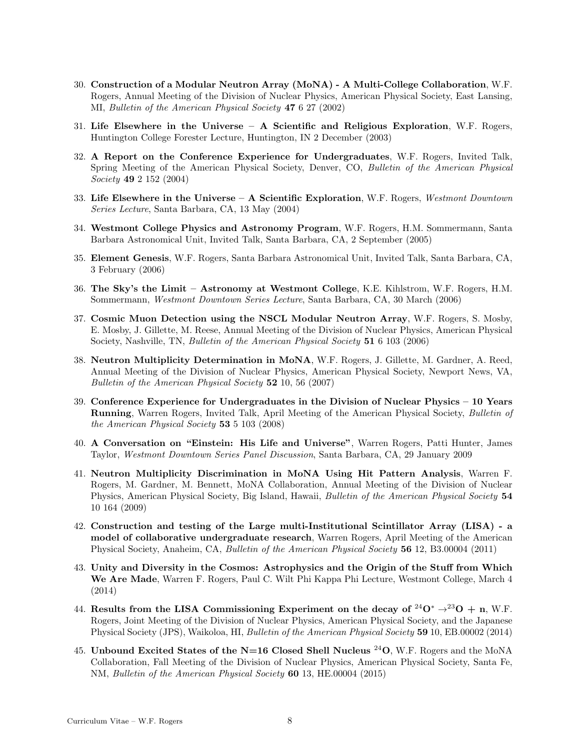30. **Construction of a Modular Neutron Array (MoNA) - A Multi-College Collaboration**, W.F. Rogers, Annual Meeting of the Division of Nuclear Physics, American Physical Society, East Lansing, MI, *Bulletin of the American Physical Society* **47** 6 27 (2002)

31. **Life Elsewhere in the Universe – A Scientific and Religious Exploration**, W.F. Rogers, Huntington College Forester Lecture, Huntington, IN 2 December (2003)

32. **A Report on the Conference Experience for Undergraduates**, W.F. Rogers, Invited Talk, Spring Meeting of the American Physical Society, Denver, CO, *Bulletin of the American Physical Society* **49** 2 152 (2004)

33. **Life Elsewhere in the Universe – A Scientific Exploration**, W.F. Rogers, *Westmont Downtown Series Lecture*, Santa Barbara, CA, 13 May (2004)

34. **Westmont College Physics and Astronomy Program**, W.F. Rogers, H.M. Sommermann, Santa Barbara Astronomical Unit, Invited Talk, Santa Barbara, CA, 2 September (2005)

35. **Element Genesis**, W.F. Rogers, Santa Barbara Astronomical Unit, Invited Talk, Santa Barbara, CA, 3 February (2006)

36. **The Sky's the Limit – Astronomy at Westmont College**, K.E. Kihlstrom, W.F. Rogers, H.M. Sommermann, *Westmont Downtown Series Lecture*, Santa Barbara, CA, 30 March (2006)

37. **Cosmic Muon Detection using the NSCL Modular Neutron Array**, W.F. Rogers, S. Mosby, E. Mosby, J. Gillette, M. Reese, Annual Meeting of the Division of Nuclear Physics, American Physical Society, Nashville, TN, *Bulletin of the American Physical Society* **51** 6 103 (2006)

38. **Neutron Multiplicity Determination in MoNA**, W.F. Rogers, J. Gillette, M. Gardner, A. Reed, Annual Meeting of the Division of Nuclear Physics, American Physical Society, Newport News, VA, *Bulletin of the American Physical Society* **52** 10, 56 (2007)

39. **Conference Experience for Undergraduates in the Division of Nuclear Physics – 10 Years Running**, Warren Rogers, Invited Talk, April Meeting of the American Physical Society, *Bulletin of the American Physical Society* **53** 5 103 (2008)

40. **A Conversation on "Einstein: His Life and Universe"**, Warren Rogers, Patti Hunter, James Taylor, *Westmont Downtown Series Panel Discussion*, Santa Barbara, CA, 29 January 2009

41. **Neutron Multiplicity Discrimination in MoNA Using Hit Pattern Analysis**, Warren F. Rogers, M. Gardner, M. Bennett, MoNA Collaboration, Annual Meeting of the Division of Nuclear Physics, American Physical Society, Big Island, Hawaii, *Bulletin of the American Physical Society* **54** 10 164 (2009)

42. **Construction and testing of the Large multi-Institutional Scintillator Array (LISA) - a model of collaborative undergraduate research**, Warren Rogers, April Meeting of the American Physical Society, Anaheim, CA, *Bulletin of the American Physical Society* **56** 12, B3.00004 (2011)

43. **Unity and Diversity in the Cosmos: Astrophysics and the Origin of the Stuff from Which We Are Made**, Warren F. Rogers, Paul C. Wilt Phi Kappa Phi Lecture, Westmont College, March 4 (2014)

44. **Results from the LISA Commissioning Experiment on the decay of $^{24}O^{*} \rightarrow ^{23}O + n$**, W.F. Rogers, Joint Meeting of the Division of Nuclear Physics, American Physical Society, and the Japanese Physical Society (JPS), Waikoloa, HI, *Bulletin of the American Physical Society* **59** 10, EB.00002 (2014)

45. **Unbound Excited States of the N=16 Closed Shell Nucleus $^{24}O$**, W.F. Rogers and the MoNA Collaboration, Fall Meeting of the Division of Nuclear Physics, American Physical Society, Santa Fe, NM, *Bulletin of the American Physical Society* **60** 13, HE.00004 (2015)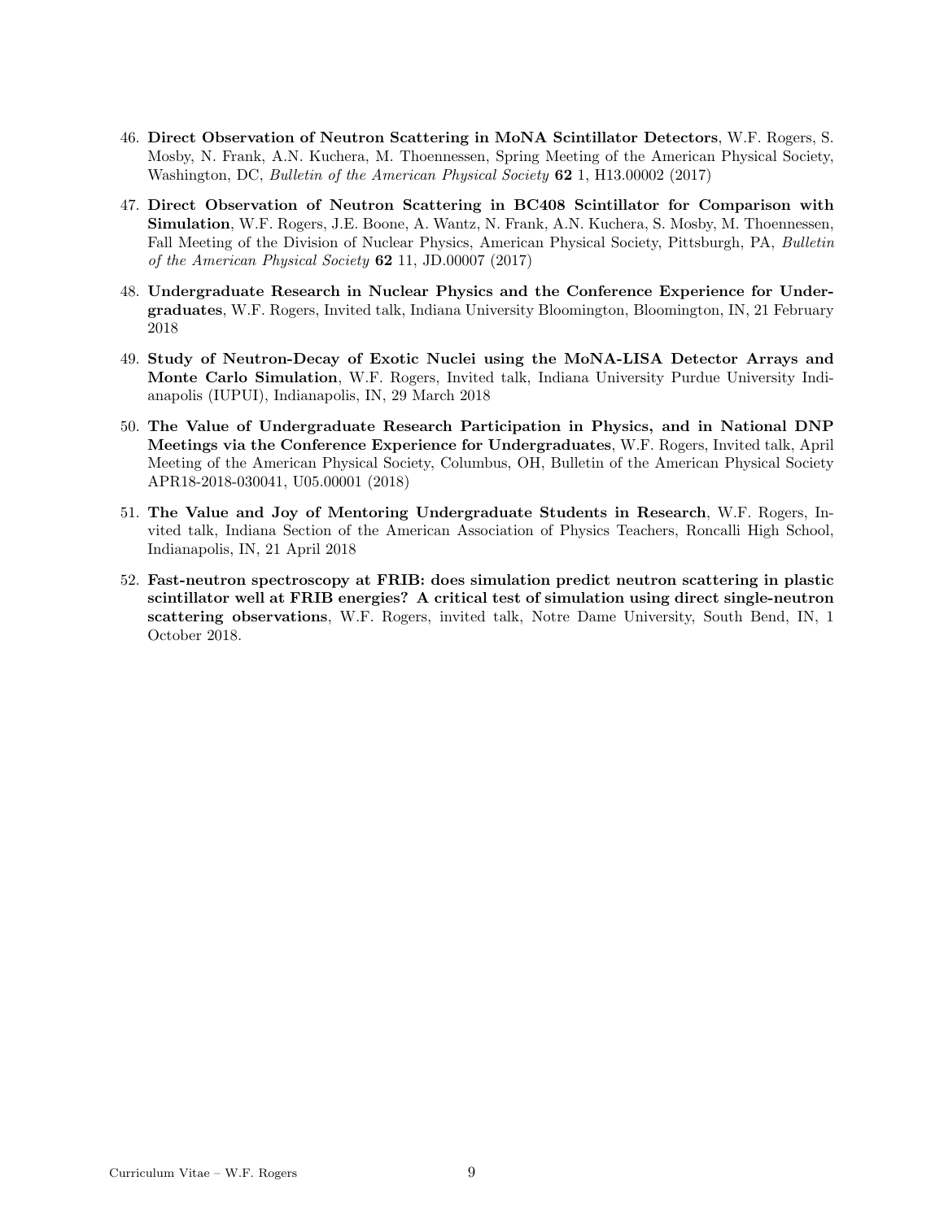46. **Direct Observation of Neutron Scattering in MoNA Scintillator Detectors**, W.F. Rogers, S. Mosby, N. Frank, A.N. Kuchera, M. Thoennessen, Spring Meeting of the American Physical Society, Washington, DC, *Bulletin of the American Physical Society* **62** 1, H13.00002 (2017)

47. **Direct Observation of Neutron Scattering in BC408 Scintillator for Comparison with Simulation**, W.F. Rogers, J.E. Boone, A. Wantz, N. Frank, A.N. Kuchera, S. Mosby, M. Thoennessen, Fall Meeting of the Division of Nuclear Physics, American Physical Society, Pittsburgh, PA, *Bulletin of the American Physical Society* **62** 11, JD.00007 (2017)

48. **Undergraduate Research in Nuclear Physics and the Conference Experience for Undergraduates**, W.F. Rogers, Invited talk, Indiana University Bloomington, Bloomington, IN, 21 February 2018

49. **Study of Neutron-Decay of Exotic Nuclei using the MoNA-LISA Detector Arrays and Monte Carlo Simulation**, W.F. Rogers, Invited talk, Indiana University Purdue University Indianapolis (IUPUI), Indianapolis, IN, 29 March 2018

50. **The Value of Undergraduate Research Participation in Physics, and in National DNP Meetings via the Conference Experience for Undergraduates**, W.F. Rogers, Invited talk, April Meeting of the American Physical Society, Columbus, OH, Bulletin of the American Physical Society APR18-2018-030041, U05.00001 (2018)

51. **The Value and Joy of Mentoring Undergraduate Students in Research**, W.F. Rogers, Invited talk, Indiana Section of the American Association of Physics Teachers, Roncalli High School, Indianapolis, IN, 21 April 2018

52. **Fast-neutron spectroscopy at FRIB: does simulation predict neutron scattering in plastic scintillator well at FRIB energies? A critical test of simulation using direct single-neutron scattering observations**, W.F. Rogers, invited talk, Notre Dame University, South Bend, IN, 1 October 2018.